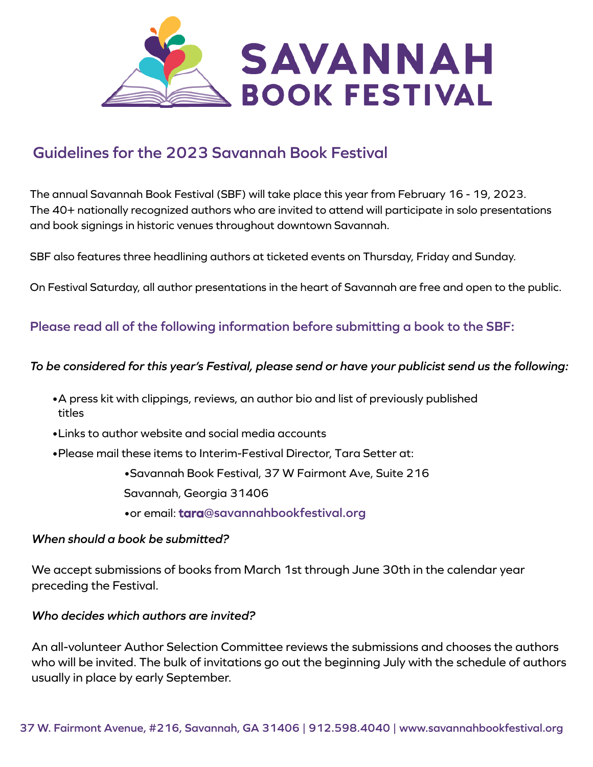# SAVANNAH BOOK FESTIVAL

## Guidelines for the 2023 Savannah Book Festival

The annual Savannah Book Festival (SBF) will take place this year from February 16 - 19, 2023. The 40+ nationally recognized authors who are invited to attend will participate in solo presentations and book signings in historic venues throughout downtown Savannah.

SBF also features three headlining authors at ticketed events on Thursday, Friday and Sunday.

On Festival Saturday, all author presentations in the heart of Savannah are free and open to the public.

### Please read all of the following information before submitting a book to the SBF:

***To be considered for this year's Festival, please send or have your publicist send us the following:***

- A press kit with clippings, reviews, an author bio and list of previously published titles
- Links to author website and social media accounts
- Please mail these items to Interim-Festival Director, Tara Setter at:
  - Savannah Book Festival, 37 W Fairmont Ave, Suite 216
    Savannah, Georgia 31406
  - or email: tara@savannahbookfestival.org

***When should a book be submitted?***

We accept submissions of books from March 1st through June 30th in the calendar year preceding the Festival.

***Who decides which authors are invited?***

An all-volunteer Author Selection Committee reviews the submissions and chooses the authors who will be invited. The bulk of invitations go out the beginning July with the schedule of authors usually in place by early September.

37 W. Fairmont Avenue, #216, Savannah, GA 31406 | 912.598.4040 | www.savannahbookfestival.org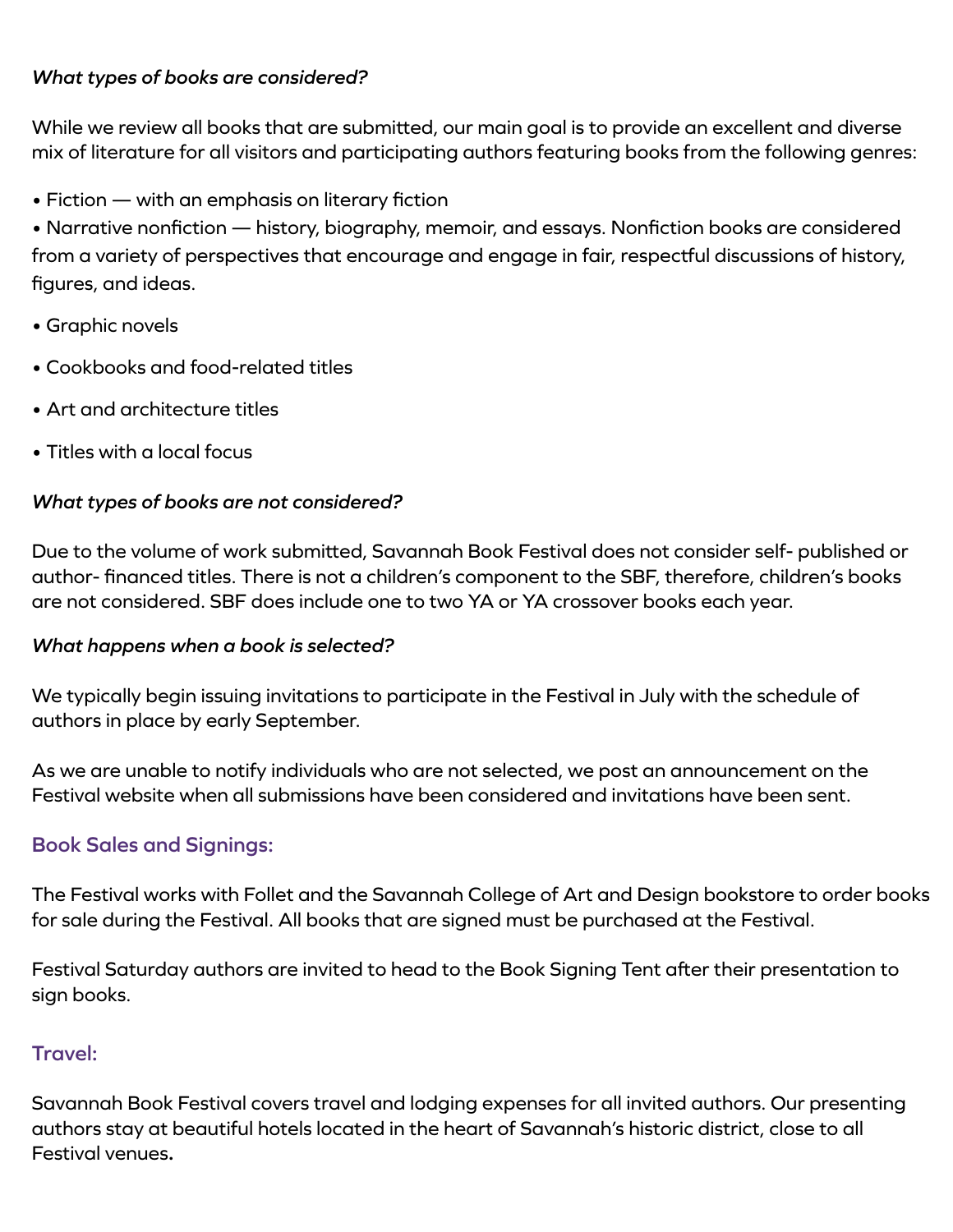***What types of books are considered?***

While we review all books that are submitted, our main goal is to provide an excellent and diverse mix of literature for all visitors and participating authors featuring books from the following genres:

- Fiction — with an emphasis on literary fiction
- Narrative nonfiction — history, biography, memoir, and essays. Nonfiction books are considered from a variety of perspectives that encourage and engage in fair, respectful discussions of history, figures, and ideas.
- Graphic novels
- Cookbooks and food-related titles
- Art and architecture titles
- Titles with a local focus

***What types of books are not considered?***

Due to the volume of work submitted, Savannah Book Festival does not consider self- published or author- financed titles. There is not a children's component to the SBF, therefore, children's books are not considered. SBF does include one to two YA or YA crossover books each year.

***What happens when a book is selected?***

We typically begin issuing invitations to participate in the Festival in July with the schedule of authors in place by early September.

As we are unable to notify individuals who are not selected, we post an announcement on the Festival website when all submissions have been considered and invitations have been sent.

## Book Sales and Signings:

The Festival works with Follet and the Savannah College of Art and Design bookstore to order books for sale during the Festival. All books that are signed must be purchased at the Festival.

Festival Saturday authors are invited to head to the Book Signing Tent after their presentation to sign books.

## Travel:

Savannah Book Festival covers travel and lodging expenses for all invited authors. Our presenting authors stay at beautiful hotels located in the heart of Savannah's historic district, close to all Festival venues**.**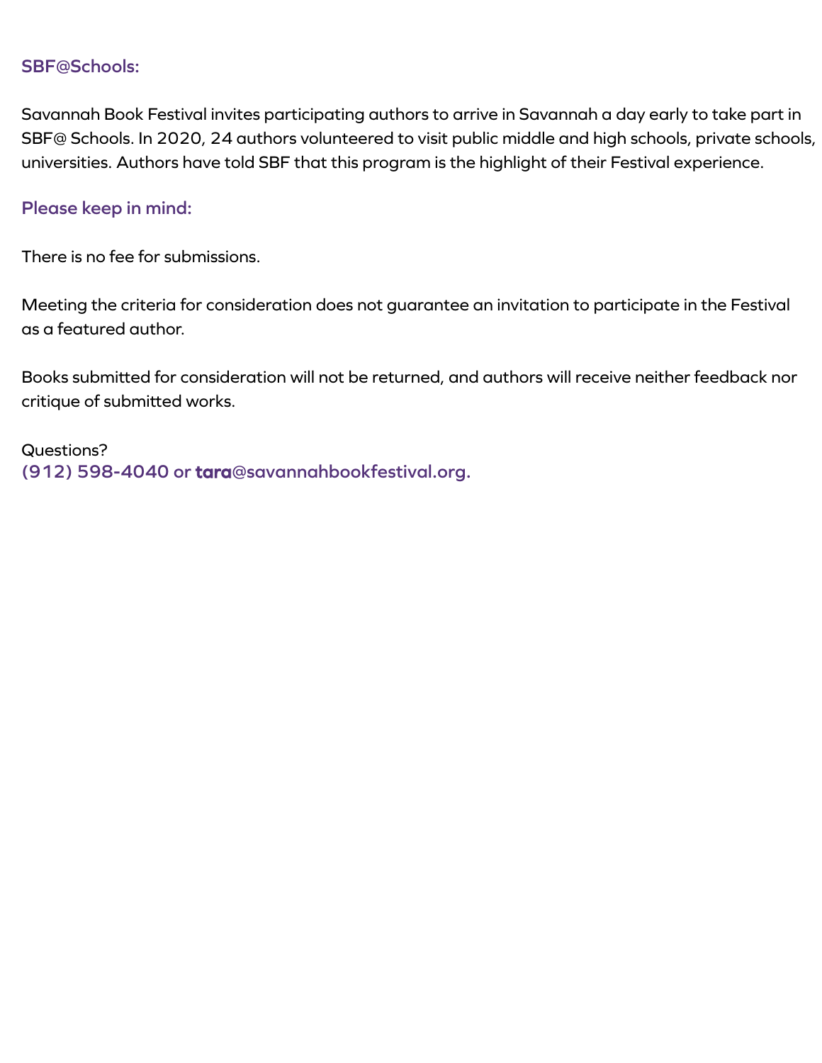## SBF@Schools:

Savannah Book Festival invites participating authors to arrive in Savannah a day early to take part in SBF@ Schools. In 2020, 24 authors volunteered to visit public middle and high schools, private schools, universities. Authors have told SBF that this program is the highlight of their Festival experience.

## Please keep in mind:

There is no fee for submissions.

Meeting the criteria for consideration does not guarantee an invitation to participate in the Festival as a featured author.

Books submitted for consideration will not be returned, and authors will receive neither feedback nor critique of submitted works.

Questions?
(912) 598-4040 or tara@savannahbookfestival.org.